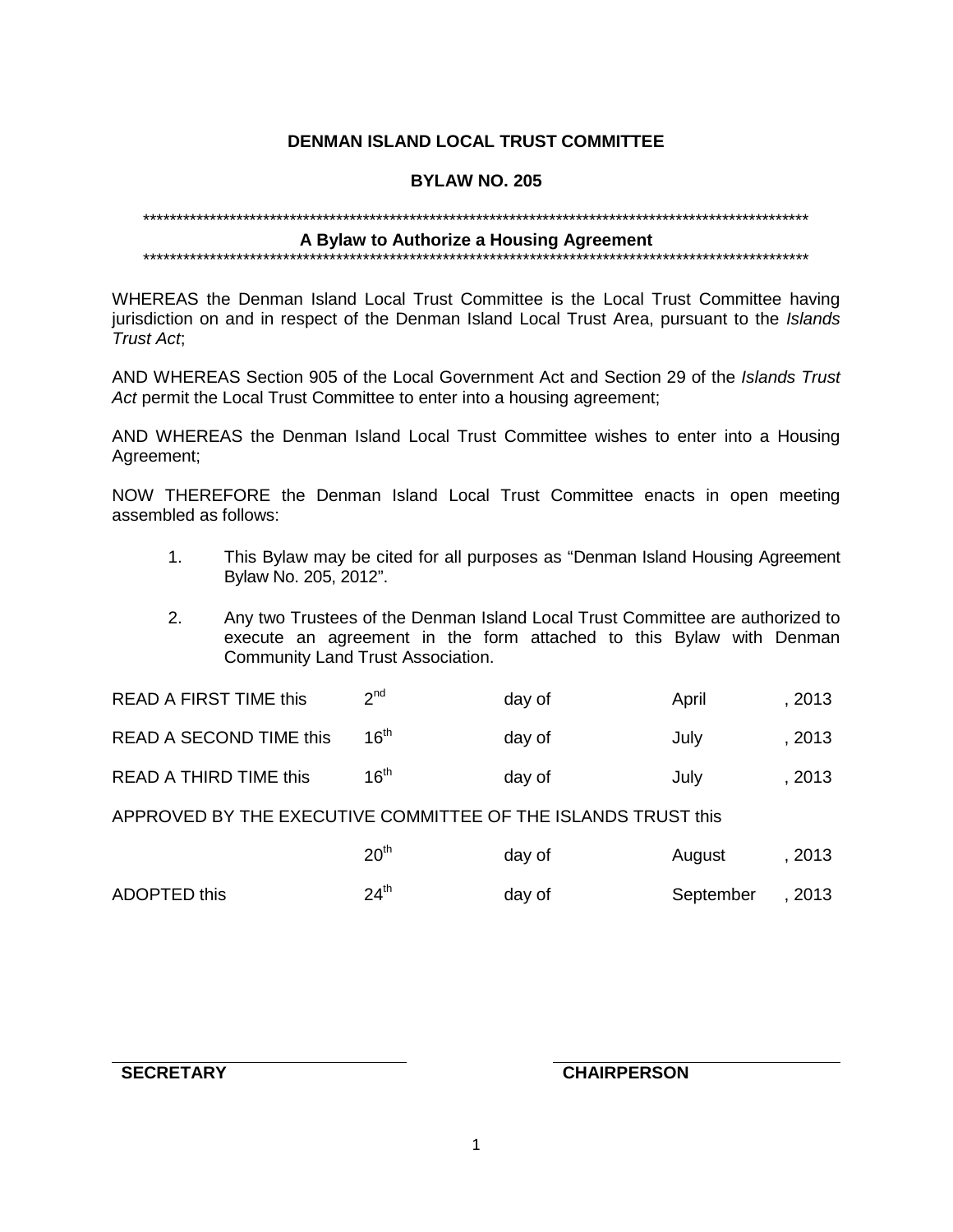**DENMAN ISLAND LOCAL TRUST COMMITTEE**

**BYLAW NO. 205**

*****************************************************************************************************

**A Bylaw to Authorize a Housing Agreement**

*****************************************************************************************************

WHEREAS the Denman Island Local Trust Committee is the Local Trust Committee having jurisdiction on and in respect of the Denman Island Local Trust Area, pursuant to the *Islands Trust Act*;

AND WHEREAS Section 905 of the Local Government Act and Section 29 of the *Islands Trust Act* permit the Local Trust Committee to enter into a housing agreement;

AND WHEREAS the Denman Island Local Trust Committee wishes to enter into a Housing Agreement;

NOW THEREFORE the Denman Island Local Trust Committee enacts in open meeting assembled as follows:

1. This Bylaw may be cited for all purposes as "Denman Island Housing Agreement Bylaw No. 205, 2012".

2. Any two Trustees of the Denman Island Local Trust Committee are authorized to execute an agreement in the form attached to this Bylaw with Denman Community Land Trust Association.

READ A FIRST TIME this 2nd day of April, 2013

READ A SECOND TIME this 16th day of July, 2013

READ A THIRD TIME this 16th day of July, 2013

APPROVED BY THE EXECUTIVE COMMITTEE OF THE ISLANDS TRUST this 20th day of August, 2013

ADOPTED this 24th day of September, 2013

______________________________
**SECRETARY**

______________________________
**CHAIRPERSON**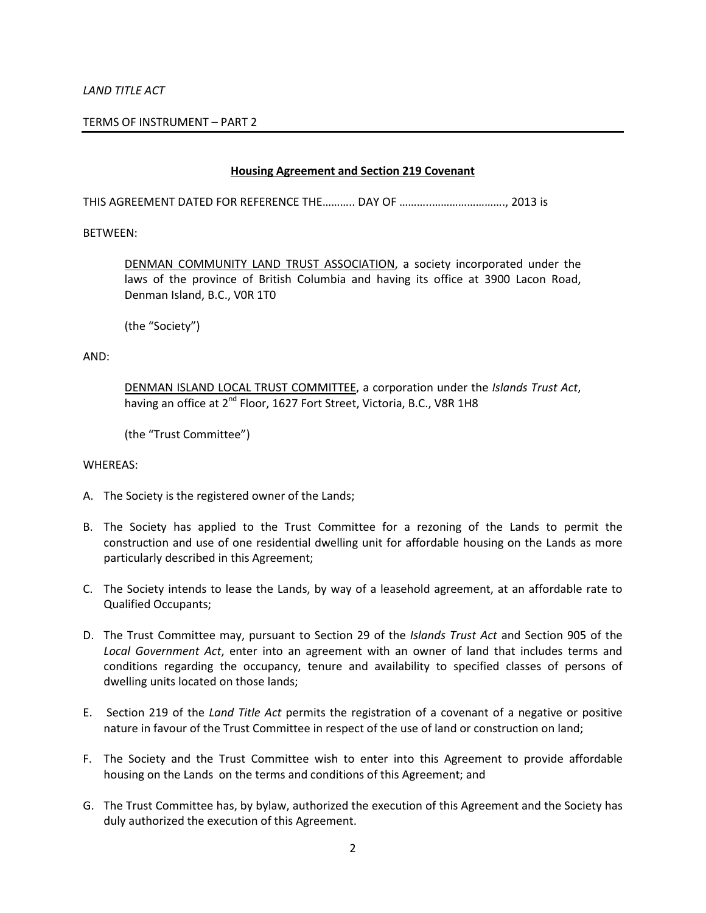*LAND TITLE ACT*

TERMS OF INSTRUMENT – PART 2

## **Housing Agreement and Section 219 Covenant**

THIS AGREEMENT DATED FOR REFERENCE THE……….. DAY OF ……………………………., 2013 is

BETWEEN:

> DENMAN COMMUNITY LAND TRUST ASSOCIATION, a society incorporated under the laws of the province of British Columbia and having its office at 3900 Lacon Road, Denman Island, B.C., V0R 1T0
>
> (the "Society")

AND:

> DENMAN ISLAND LOCAL TRUST COMMITTEE, a corporation under the *Islands Trust Act*, having an office at 2nd Floor, 1627 Fort Street, Victoria, B.C., V8R 1H8
>
> (the "Trust Committee")

WHEREAS:

A. The Society is the registered owner of the Lands;

B. The Society has applied to the Trust Committee for a rezoning of the Lands to permit the construction and use of one residential dwelling unit for affordable housing on the Lands as more particularly described in this Agreement;

C. The Society intends to lease the Lands, by way of a leasehold agreement, at an affordable rate to Qualified Occupants;

D. The Trust Committee may, pursuant to Section 29 of the *Islands Trust Act* and Section 905 of the *Local Government Act*, enter into an agreement with an owner of land that includes terms and conditions regarding the occupancy, tenure and availability to specified classes of persons of dwelling units located on those lands;

E. Section 219 of the *Land Title Act* permits the registration of a covenant of a negative or positive nature in favour of the Trust Committee in respect of the use of land or construction on land;

F. The Society and the Trust Committee wish to enter into this Agreement to provide affordable housing on the Lands on the terms and conditions of this Agreement; and

G. The Trust Committee has, by bylaw, authorized the execution of this Agreement and the Society has duly authorized the execution of this Agreement.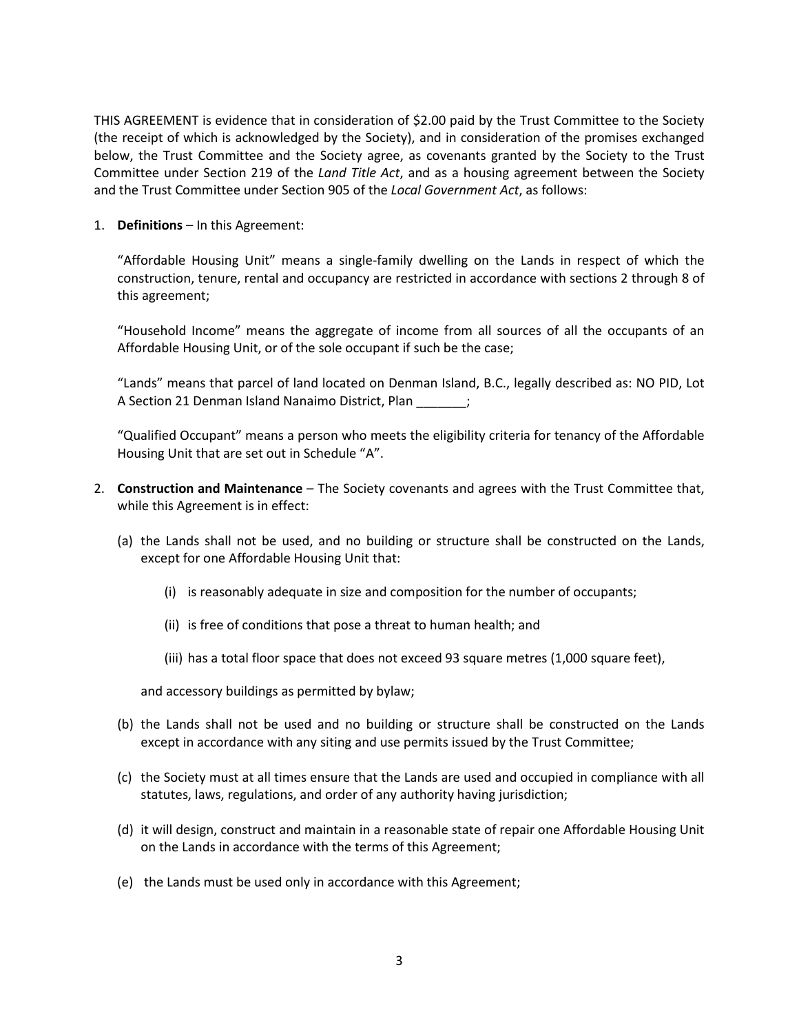THIS AGREEMENT is evidence that in consideration of $2.00 paid by the Trust Committee to the Society (the receipt of which is acknowledged by the Society), and in consideration of the promises exchanged below, the Trust Committee and the Society agree, as covenants granted by the Society to the Trust Committee under Section 219 of the *Land Title Act*, and as a housing agreement between the Society and the Trust Committee under Section 905 of the *Local Government Act*, as follows:

1. **Definitions** – In this Agreement:

   "Affordable Housing Unit" means a single-family dwelling on the Lands in respect of which the construction, tenure, rental and occupancy are restricted in accordance with sections 2 through 8 of this agreement;

   "Household Income" means the aggregate of income from all sources of all the occupants of an Affordable Housing Unit, or of the sole occupant if such be the case;

   "Lands" means that parcel of land located on Denman Island, B.C., legally described as: NO PID, Lot A Section 21 Denman Island Nanaimo District, Plan _______;

   "Qualified Occupant" means a person who meets the eligibility criteria for tenancy of the Affordable Housing Unit that are set out in Schedule "A".

2. **Construction and Maintenance** – The Society covenants and agrees with the Trust Committee that, while this Agreement is in effect:

   (a) the Lands shall not be used, and no building or structure shall be constructed on the Lands, except for one Affordable Housing Unit that:

      (i) is reasonably adequate in size and composition for the number of occupants;

      (ii) is free of conditions that pose a threat to human health; and

      (iii) has a total floor space that does not exceed 93 square metres (1,000 square feet),

   and accessory buildings as permitted by bylaw;

   (b) the Lands shall not be used and no building or structure shall be constructed on the Lands except in accordance with any siting and use permits issued by the Trust Committee;

   (c) the Society must at all times ensure that the Lands are used and occupied in compliance with all statutes, laws, regulations, and order of any authority having jurisdiction;

   (d) it will design, construct and maintain in a reasonable state of repair one Affordable Housing Unit on the Lands in accordance with the terms of this Agreement;

   (e) the Lands must be used only in accordance with this Agreement;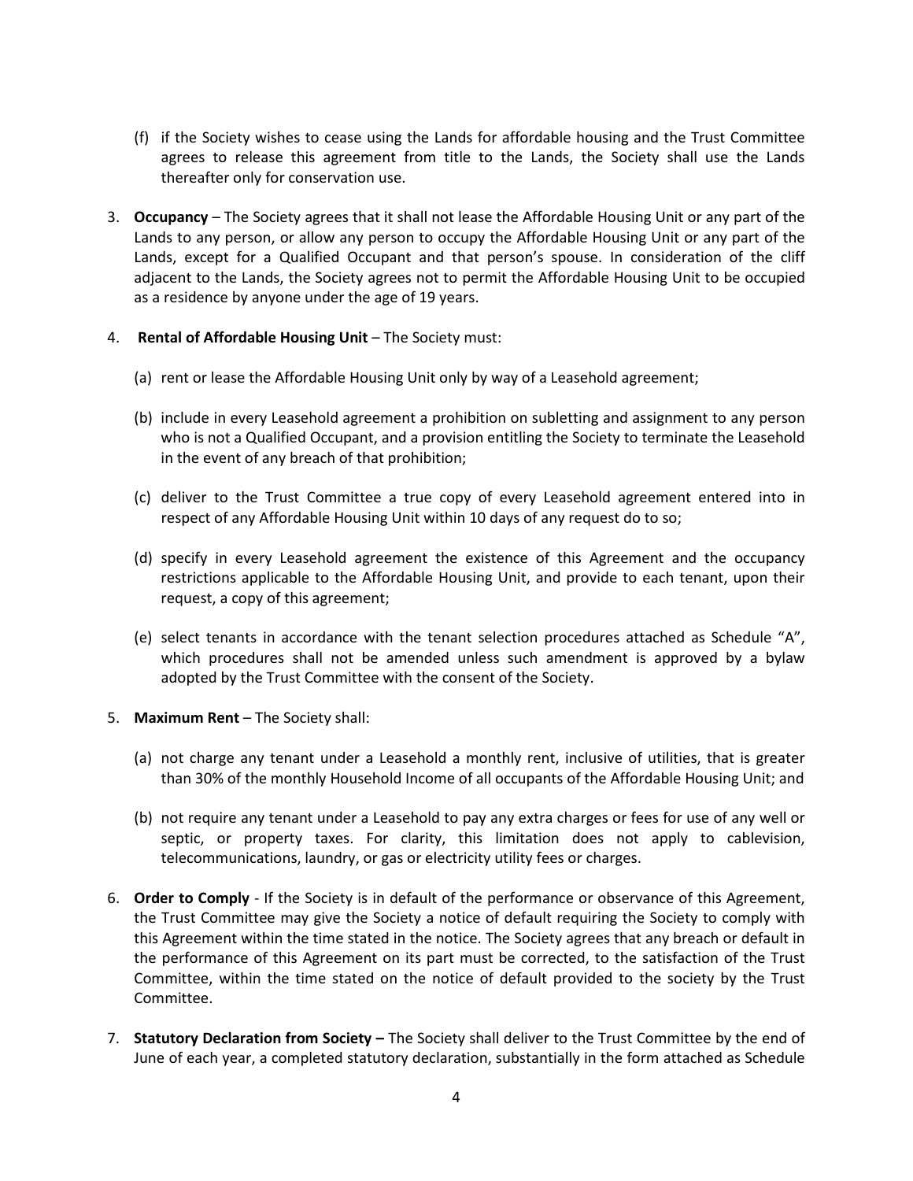(f) if the Society wishes to cease using the Lands for affordable housing and the Trust Committee agrees to release this agreement from title to the Lands, the Society shall use the Lands thereafter only for conservation use.

3. **Occupancy** – The Society agrees that it shall not lease the Affordable Housing Unit or any part of the Lands to any person, or allow any person to occupy the Affordable Housing Unit or any part of the Lands, except for a Qualified Occupant and that person's spouse. In consideration of the cliff adjacent to the Lands, the Society agrees not to permit the Affordable Housing Unit to be occupied as a residence by anyone under the age of 19 years.

4. **Rental of Affordable Housing Unit** – The Society must:

   (a) rent or lease the Affordable Housing Unit only by way of a Leasehold agreement;

   (b) include in every Leasehold agreement a prohibition on subletting and assignment to any person who is not a Qualified Occupant, and a provision entitling the Society to terminate the Leasehold in the event of any breach of that prohibition;

   (c) deliver to the Trust Committee a true copy of every Leasehold agreement entered into in respect of any Affordable Housing Unit within 10 days of any request do to so;

   (d) specify in every Leasehold agreement the existence of this Agreement and the occupancy restrictions applicable to the Affordable Housing Unit, and provide to each tenant, upon their request, a copy of this agreement;

   (e) select tenants in accordance with the tenant selection procedures attached as Schedule "A", which procedures shall not be amended unless such amendment is approved by a bylaw adopted by the Trust Committee with the consent of the Society.

5. **Maximum Rent** – The Society shall:

   (a) not charge any tenant under a Leasehold a monthly rent, inclusive of utilities, that is greater than 30% of the monthly Household Income of all occupants of the Affordable Housing Unit; and

   (b) not require any tenant under a Leasehold to pay any extra charges or fees for use of any well or septic, or property taxes. For clarity, this limitation does not apply to cablevision, telecommunications, laundry, or gas or electricity utility fees or charges.

6. **Order to Comply** - If the Society is in default of the performance or observance of this Agreement, the Trust Committee may give the Society a notice of default requiring the Society to comply with this Agreement within the time stated in the notice. The Society agrees that any breach or default in the performance of this Agreement on its part must be corrected, to the satisfaction of the Trust Committee, within the time stated on the notice of default provided to the society by the Trust Committee.

7. **Statutory Declaration from Society –** The Society shall deliver to the Trust Committee by the end of June of each year, a completed statutory declaration, substantially in the form attached as Schedule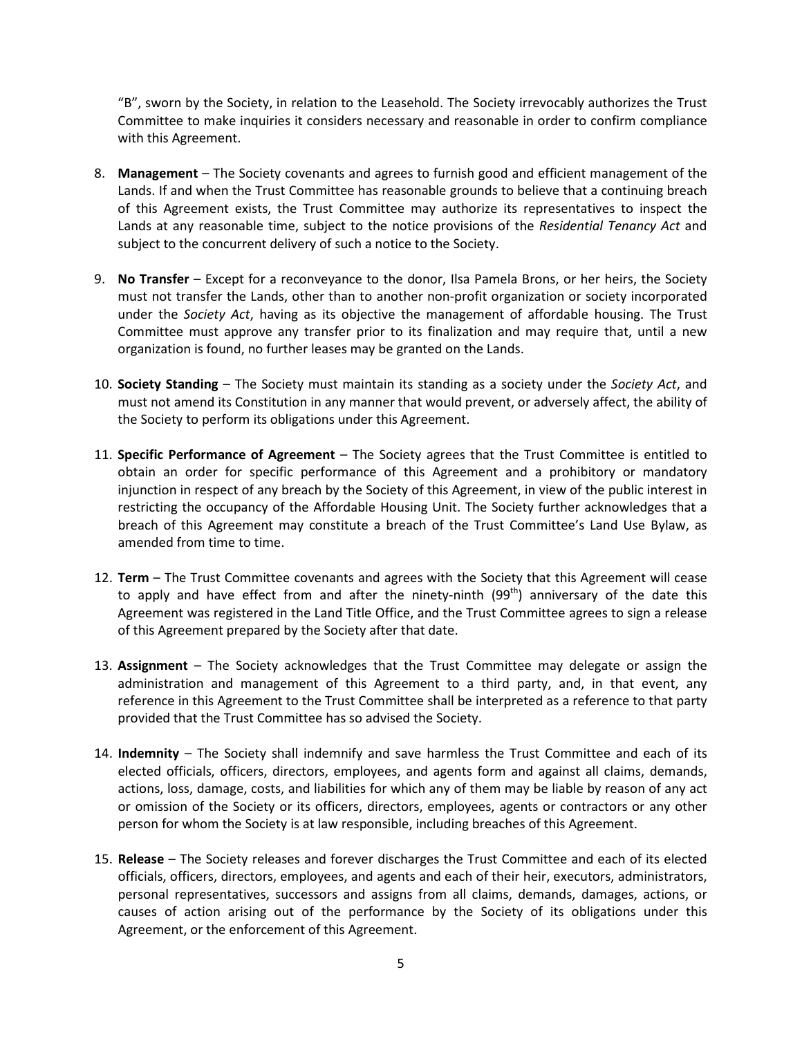"B", sworn by the Society, in relation to the Leasehold. The Society irrevocably authorizes the Trust Committee to make inquiries it considers necessary and reasonable in order to confirm compliance with this Agreement.

8. **Management** – The Society covenants and agrees to furnish good and efficient management of the Lands. If and when the Trust Committee has reasonable grounds to believe that a continuing breach of this Agreement exists, the Trust Committee may authorize its representatives to inspect the Lands at any reasonable time, subject to the notice provisions of the *Residential Tenancy Act* and subject to the concurrent delivery of such a notice to the Society.

9. **No Transfer** – Except for a reconveyance to the donor, Ilsa Pamela Brons, or her heirs, the Society must not transfer the Lands, other than to another non-profit organization or society incorporated under the *Society Act*, having as its objective the management of affordable housing. The Trust Committee must approve any transfer prior to its finalization and may require that, until a new organization is found, no further leases may be granted on the Lands.

10. **Society Standing** – The Society must maintain its standing as a society under the *Society Act*, and must not amend its Constitution in any manner that would prevent, or adversely affect, the ability of the Society to perform its obligations under this Agreement.

11. **Specific Performance of Agreement** – The Society agrees that the Trust Committee is entitled to obtain an order for specific performance of this Agreement and a prohibitory or mandatory injunction in respect of any breach by the Society of this Agreement, in view of the public interest in restricting the occupancy of the Affordable Housing Unit. The Society further acknowledges that a breach of this Agreement may constitute a breach of the Trust Committee's Land Use Bylaw, as amended from time to time.

12. **Term** – The Trust Committee covenants and agrees with the Society that this Agreement will cease to apply and have effect from and after the ninety-ninth (99th) anniversary of the date this Agreement was registered in the Land Title Office, and the Trust Committee agrees to sign a release of this Agreement prepared by the Society after that date.

13. **Assignment** – The Society acknowledges that the Trust Committee may delegate or assign the administration and management of this Agreement to a third party, and, in that event, any reference in this Agreement to the Trust Committee shall be interpreted as a reference to that party provided that the Trust Committee has so advised the Society.

14. **Indemnity** – The Society shall indemnify and save harmless the Trust Committee and each of its elected officials, officers, directors, employees, and agents form and against all claims, demands, actions, loss, damage, costs, and liabilities for which any of them may be liable by reason of any act or omission of the Society or its officers, directors, employees, agents or contractors or any other person for whom the Society is at law responsible, including breaches of this Agreement.

15. **Release** – The Society releases and forever discharges the Trust Committee and each of its elected officials, officers, directors, employees, and agents and each of their heir, executors, administrators, personal representatives, successors and assigns from all claims, demands, damages, actions, or causes of action arising out of the performance by the Society of its obligations under this Agreement, or the enforcement of this Agreement.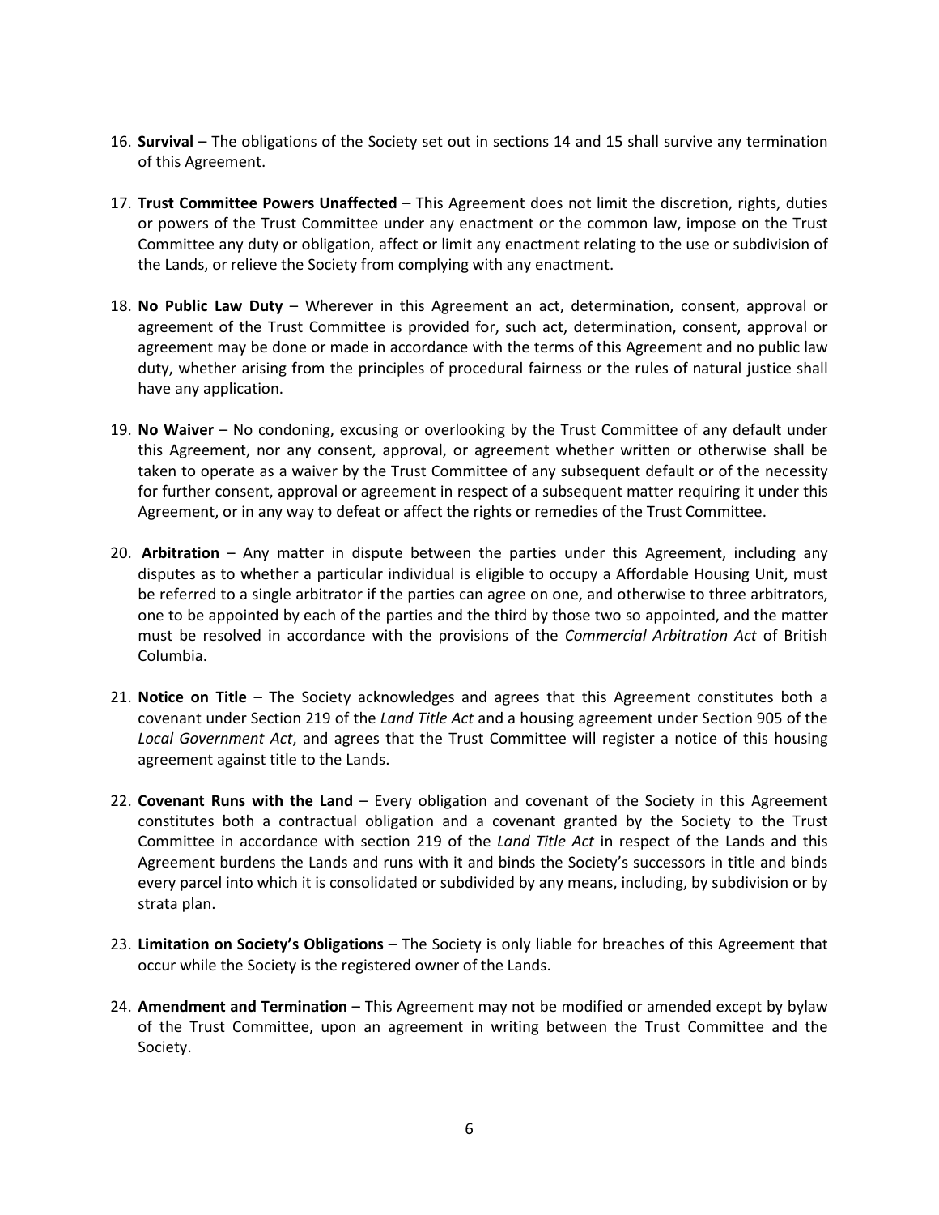16. **Survival** – The obligations of the Society set out in sections 14 and 15 shall survive any termination of this Agreement.

17. **Trust Committee Powers Unaffected** – This Agreement does not limit the discretion, rights, duties or powers of the Trust Committee under any enactment or the common law, impose on the Trust Committee any duty or obligation, affect or limit any enactment relating to the use or subdivision of the Lands, or relieve the Society from complying with any enactment.

18. **No Public Law Duty** – Wherever in this Agreement an act, determination, consent, approval or agreement of the Trust Committee is provided for, such act, determination, consent, approval or agreement may be done or made in accordance with the terms of this Agreement and no public law duty, whether arising from the principles of procedural fairness or the rules of natural justice shall have any application.

19. **No Waiver** – No condoning, excusing or overlooking by the Trust Committee of any default under this Agreement, nor any consent, approval, or agreement whether written or otherwise shall be taken to operate as a waiver by the Trust Committee of any subsequent default or of the necessity for further consent, approval or agreement in respect of a subsequent matter requiring it under this Agreement, or in any way to defeat or affect the rights or remedies of the Trust Committee.

20. **Arbitration** – Any matter in dispute between the parties under this Agreement, including any disputes as to whether a particular individual is eligible to occupy a Affordable Housing Unit, must be referred to a single arbitrator if the parties can agree on one, and otherwise to three arbitrators, one to be appointed by each of the parties and the third by those two so appointed, and the matter must be resolved in accordance with the provisions of the *Commercial Arbitration Act* of British Columbia.

21. **Notice on Title** – The Society acknowledges and agrees that this Agreement constitutes both a covenant under Section 219 of the *Land Title Act* and a housing agreement under Section 905 of the *Local Government Act*, and agrees that the Trust Committee will register a notice of this housing agreement against title to the Lands.

22. **Covenant Runs with the Land** – Every obligation and covenant of the Society in this Agreement constitutes both a contractual obligation and a covenant granted by the Society to the Trust Committee in accordance with section 219 of the *Land Title Act* in respect of the Lands and this Agreement burdens the Lands and runs with it and binds the Society's successors in title and binds every parcel into which it is consolidated or subdivided by any means, including, by subdivision or by strata plan.

23. **Limitation on Society's Obligations** – The Society is only liable for breaches of this Agreement that occur while the Society is the registered owner of the Lands.

24. **Amendment and Termination** – This Agreement may not be modified or amended except by bylaw of the Trust Committee, upon an agreement in writing between the Trust Committee and the Society.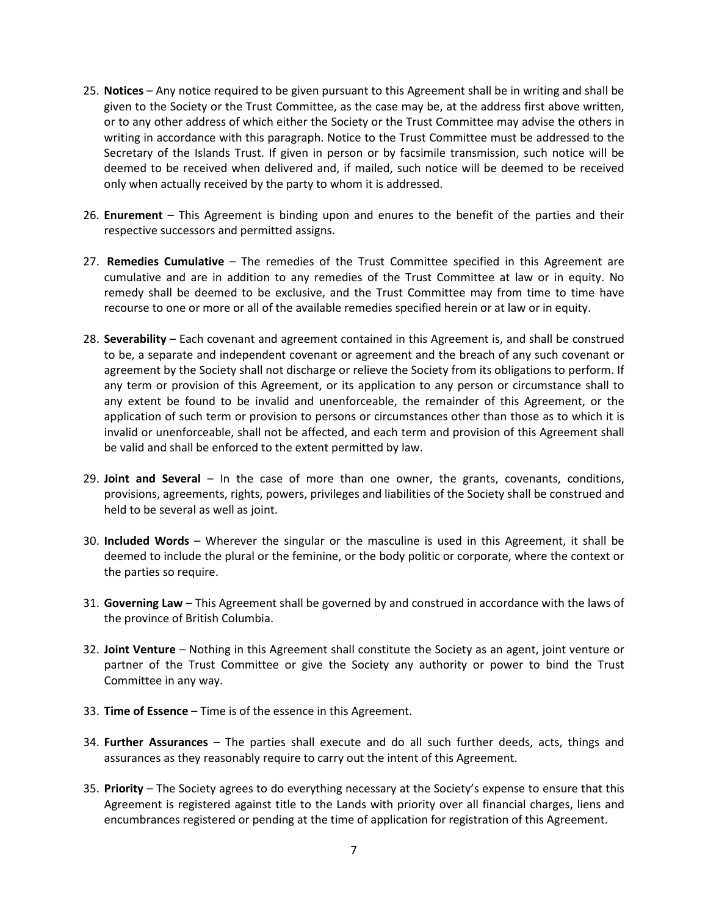25. **Notices** – Any notice required to be given pursuant to this Agreement shall be in writing and shall be given to the Society or the Trust Committee, as the case may be, at the address first above written, or to any other address of which either the Society or the Trust Committee may advise the others in writing in accordance with this paragraph. Notice to the Trust Committee must be addressed to the Secretary of the Islands Trust. If given in person or by facsimile transmission, such notice will be deemed to be received when delivered and, if mailed, such notice will be deemed to be received only when actually received by the party to whom it is addressed.

26. **Enurement** – This Agreement is binding upon and enures to the benefit of the parties and their respective successors and permitted assigns.

27. **Remedies Cumulative** – The remedies of the Trust Committee specified in this Agreement are cumulative and are in addition to any remedies of the Trust Committee at law or in equity. No remedy shall be deemed to be exclusive, and the Trust Committee may from time to time have recourse to one or more or all of the available remedies specified herein or at law or in equity.

28. **Severability** – Each covenant and agreement contained in this Agreement is, and shall be construed to be, a separate and independent covenant or agreement and the breach of any such covenant or agreement by the Society shall not discharge or relieve the Society from its obligations to perform. If any term or provision of this Agreement, or its application to any person or circumstance shall to any extent be found to be invalid and unenforceable, the remainder of this Agreement, or the application of such term or provision to persons or circumstances other than those as to which it is invalid or unenforceable, shall not be affected, and each term and provision of this Agreement shall be valid and shall be enforced to the extent permitted by law.

29. **Joint and Several** – In the case of more than one owner, the grants, covenants, conditions, provisions, agreements, rights, powers, privileges and liabilities of the Society shall be construed and held to be several as well as joint.

30. **Included Words** – Wherever the singular or the masculine is used in this Agreement, it shall be deemed to include the plural or the feminine, or the body politic or corporate, where the context or the parties so require.

31. **Governing Law** – This Agreement shall be governed by and construed in accordance with the laws of the province of British Columbia.

32. **Joint Venture** – Nothing in this Agreement shall constitute the Society as an agent, joint venture or partner of the Trust Committee or give the Society any authority or power to bind the Trust Committee in any way.

33. **Time of Essence** – Time is of the essence in this Agreement.

34. **Further Assurances** – The parties shall execute and do all such further deeds, acts, things and assurances as they reasonably require to carry out the intent of this Agreement.

35. **Priority** – The Society agrees to do everything necessary at the Society's expense to ensure that this Agreement is registered against title to the Lands with priority over all financial charges, liens and encumbrances registered or pending at the time of application for registration of this Agreement.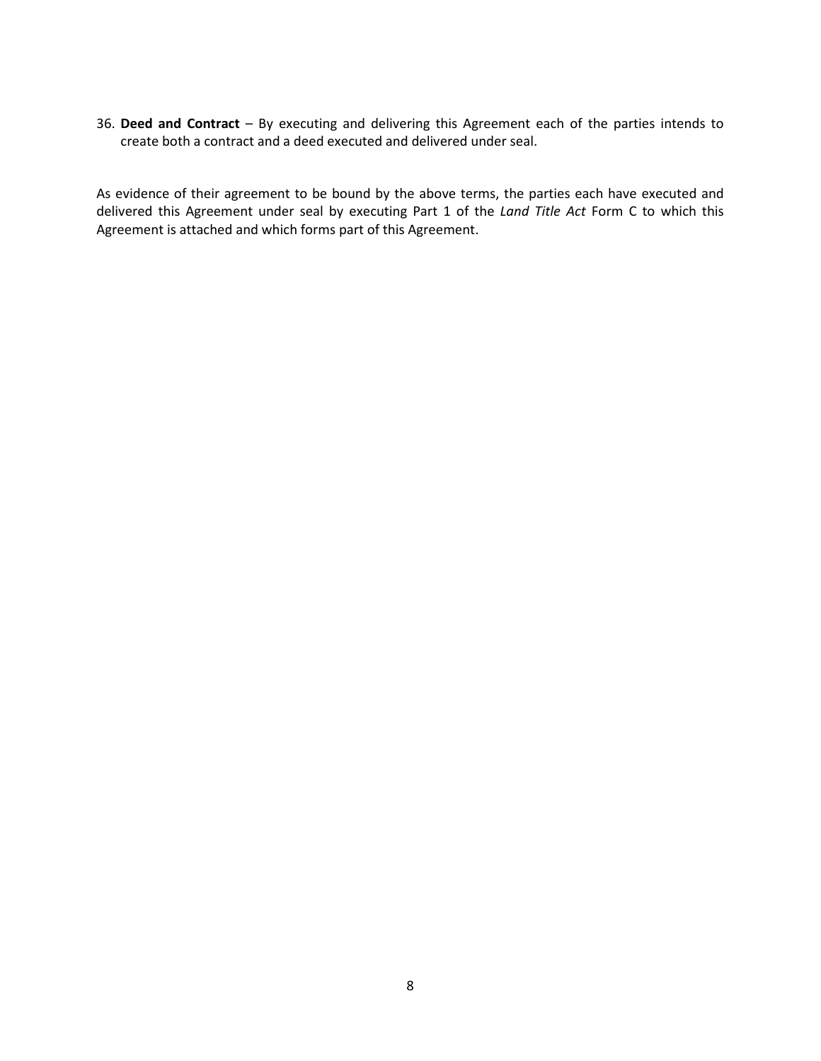36. **Deed and Contract** – By executing and delivering this Agreement each of the parties intends to create both a contract and a deed executed and delivered under seal.

As evidence of their agreement to be bound by the above terms, the parties each have executed and delivered this Agreement under seal by executing Part 1 of the *Land Title Act* Form C to which this Agreement is attached and which forms part of this Agreement.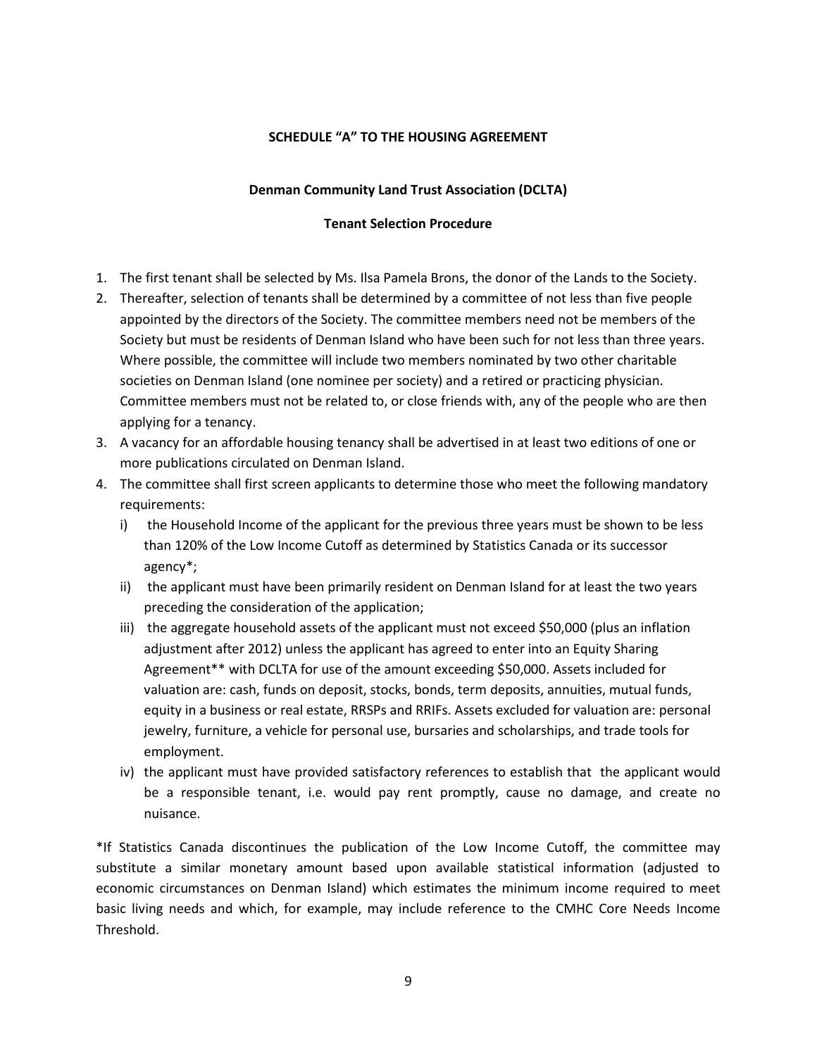**SCHEDULE "A" TO THE HOUSING AGREEMENT**

**Denman Community Land Trust Association (DCLTA)**

**Tenant Selection Procedure**

1. The first tenant shall be selected by Ms. Ilsa Pamela Brons, the donor of the Lands to the Society.
2. Thereafter, selection of tenants shall be determined by a committee of not less than five people appointed by the directors of the Society. The committee members need not be members of the Society but must be residents of Denman Island who have been such for not less than three years. Where possible, the committee will include two members nominated by two other charitable societies on Denman Island (one nominee per society) and a retired or practicing physician. Committee members must not be related to, or close friends with, any of the people who are then applying for a tenancy.
3. A vacancy for an affordable housing tenancy shall be advertised in at least two editions of one or more publications circulated on Denman Island.
4. The committee shall first screen applicants to determine those who meet the following mandatory requirements:
   i) the Household Income of the applicant for the previous three years must be shown to be less than 120% of the Low Income Cutoff as determined by Statistics Canada or its successor agency*;
   ii) the applicant must have been primarily resident on Denman Island for at least the two years preceding the consideration of the application;
   iii) the aggregate household assets of the applicant must not exceed $50,000 (plus an inflation adjustment after 2012) unless the applicant has agreed to enter into an Equity Sharing Agreement** with DCLTA for use of the amount exceeding $50,000. Assets included for valuation are: cash, funds on deposit, stocks, bonds, term deposits, annuities, mutual funds, equity in a business or real estate, RRSPs and RRIFs. Assets excluded for valuation are: personal jewelry, furniture, a vehicle for personal use, bursaries and scholarships, and trade tools for employment.
   iv) the applicant must have provided satisfactory references to establish that the applicant would be a responsible tenant, i.e. would pay rent promptly, cause no damage, and create no nuisance.

*If Statistics Canada discontinues the publication of the Low Income Cutoff, the committee may substitute a similar monetary amount based upon available statistical information (adjusted to economic circumstances on Denman Island) which estimates the minimum income required to meet basic living needs and which, for example, may include reference to the CMHC Core Needs Income Threshold.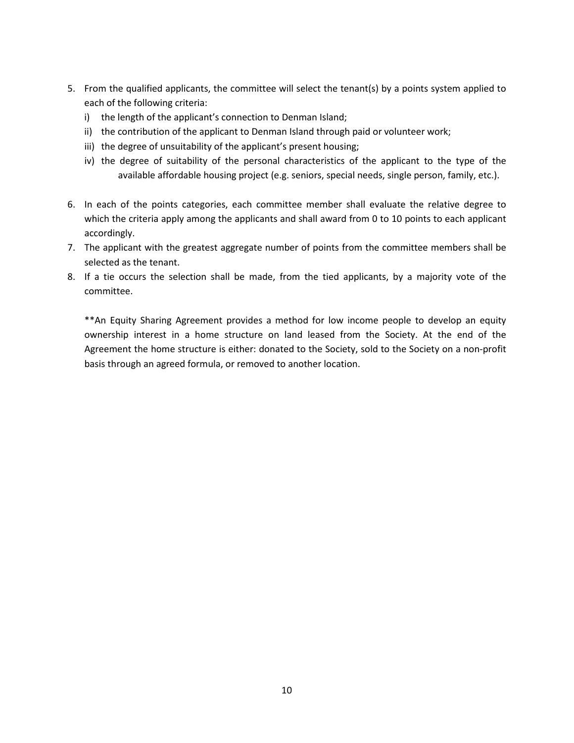5. From the qualified applicants, the committee will select the tenant(s) by a points system applied to each of the following criteria:
   i) the length of the applicant's connection to Denman Island;
   ii) the contribution of the applicant to Denman Island through paid or volunteer work;
   iii) the degree of unsuitability of the applicant's present housing;
   iv) the degree of suitability of the personal characteristics of the applicant to the type of the available affordable housing project (e.g. seniors, special needs, single person, family, etc.).

6. In each of the points categories, each committee member shall evaluate the relative degree to which the criteria apply among the applicants and shall award from 0 to 10 points to each applicant accordingly.
7. The applicant with the greatest aggregate number of points from the committee members shall be selected as the tenant.
8. If a tie occurs the selection shall be made, from the tied applicants, by a majority vote of the committee.

   **An Equity Sharing Agreement provides a method for low income people to develop an equity ownership interest in a home structure on land leased from the Society. At the end of the Agreement the home structure is either: donated to the Society, sold to the Society on a non-profit basis through an agreed formula, or removed to another location.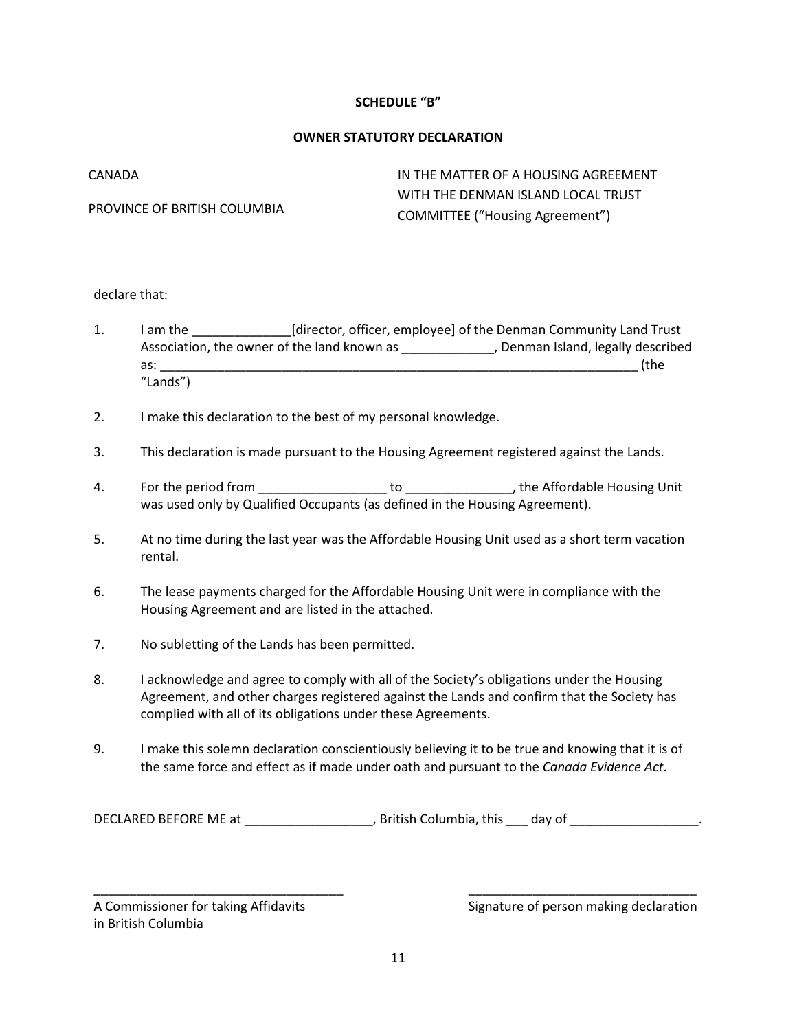**SCHEDULE "B"**

**OWNER STATUTORY DECLARATION**

CANADA

PROVINCE OF BRITISH COLUMBIA

IN THE MATTER OF A HOUSING AGREEMENT WITH THE DENMAN ISLAND LOCAL TRUST COMMITTEE ("Housing Agreement")

declare that:

1. I am the ______________[director, officer, employee] of the Denman Community Land Trust Association, the owner of the land known as _____________, Denman Island, legally described as: ______________________________________________________________________ (the "Lands")

2. I make this declaration to the best of my personal knowledge.

3. This declaration is made pursuant to the Housing Agreement registered against the Lands.

4. For the period from __________________ to _______________, the Affordable Housing Unit was used only by Qualified Occupants (as defined in the Housing Agreement).

5. At no time during the last year was the Affordable Housing Unit used as a short term vacation rental.

6. The lease payments charged for the Affordable Housing Unit were in compliance with the Housing Agreement and are listed in the attached.

7. No subletting of the Lands has been permitted.

8. I acknowledge and agree to comply with all of the Society's obligations under the Housing Agreement, and other charges registered against the Lands and confirm that the Society has complied with all of its obligations under these Agreements.

9. I make this solemn declaration conscientiously believing it to be true and knowing that it is of the same force and effect as if made under oath and pursuant to the *Canada Evidence Act*.

DECLARED BEFORE ME at __________________, British Columbia, this ___ day of __________________.

___________________________________
A Commissioner for taking Affidavits in British Columbia

_________________________________
Signature of person making declaration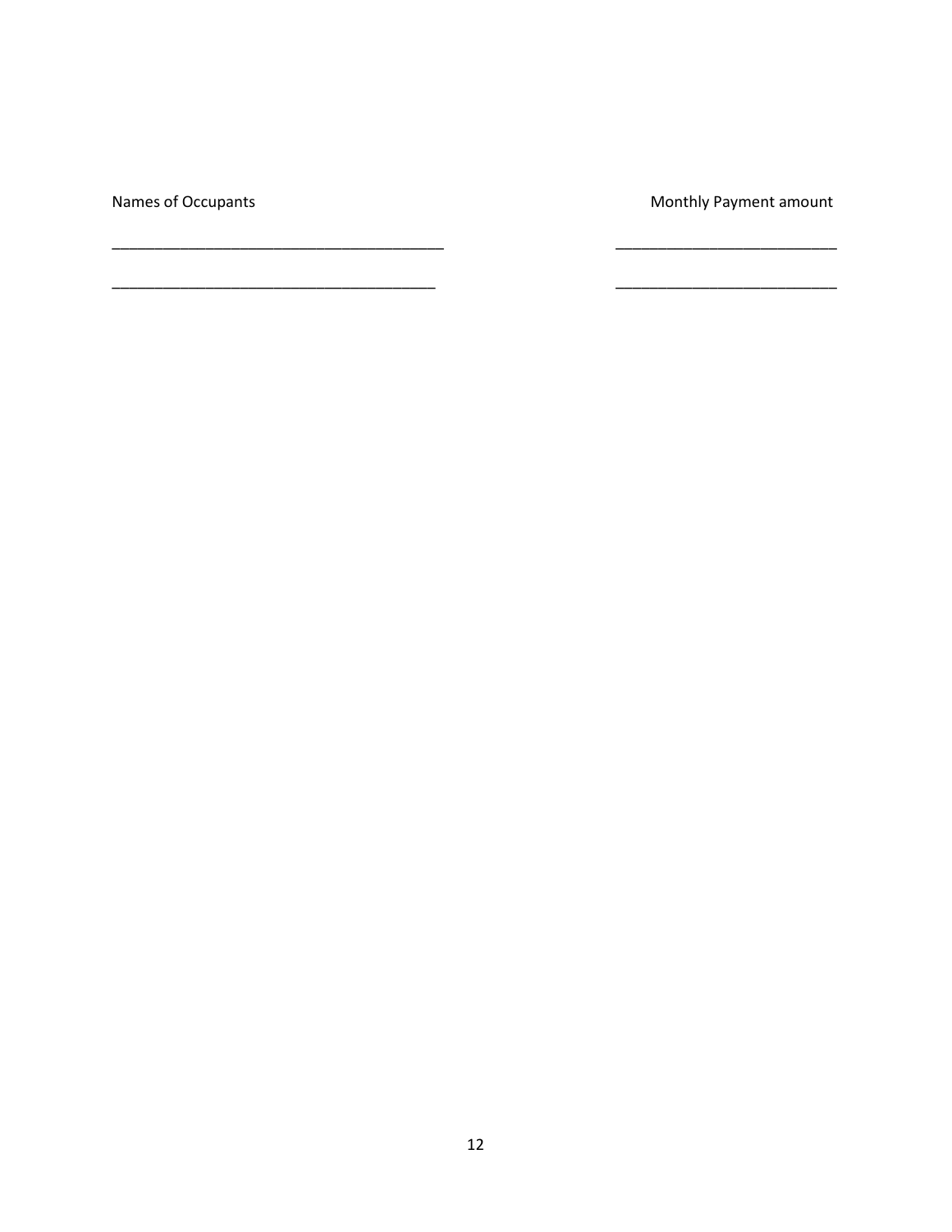| Names of Occupants | Monthly Payment amount |
| --- | --- |
| ________________________________________ | __________________________ |
| _______________________________________ | __________________________ |